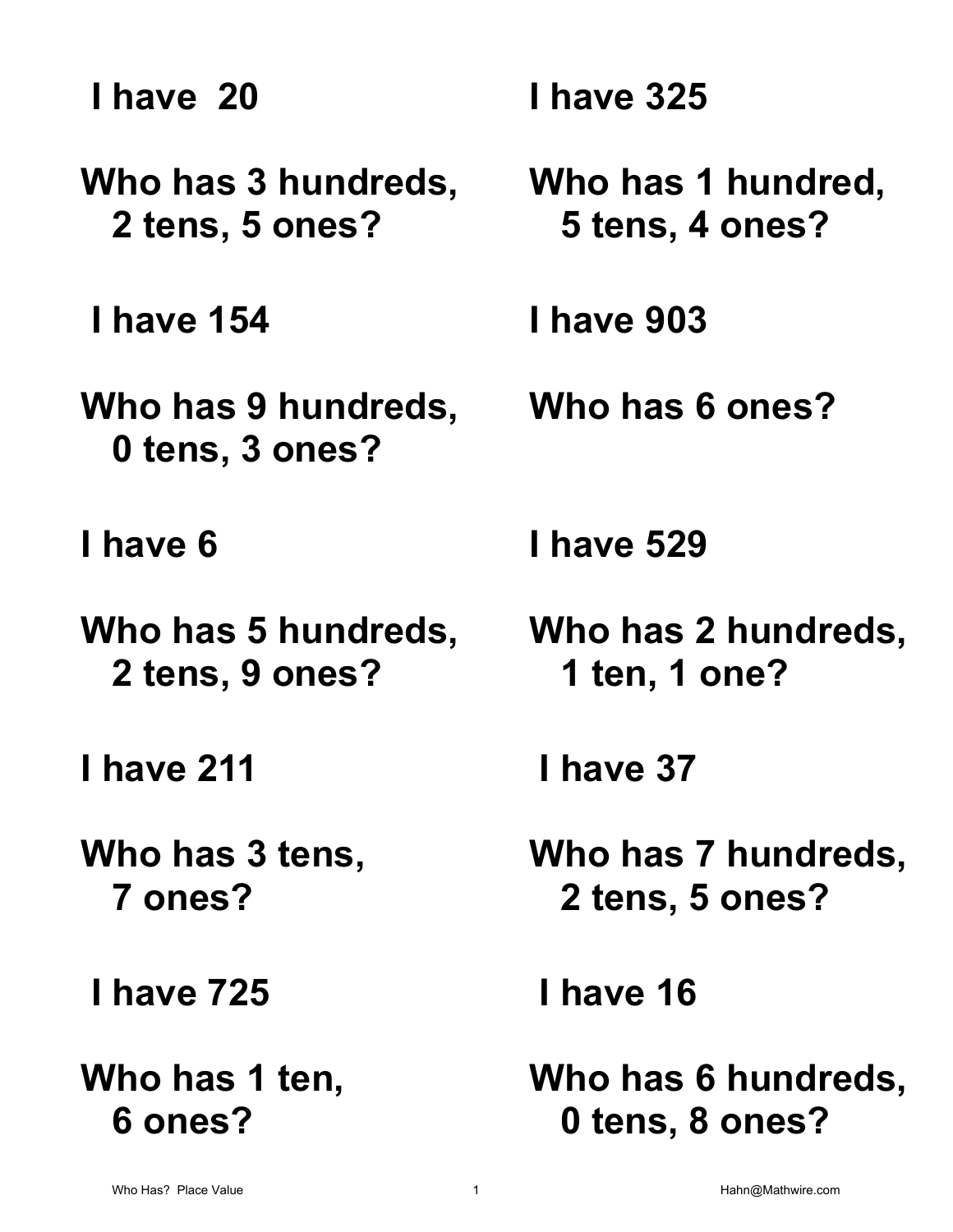I have 20

Who has 3 hundreds, 2 tens, 5 ones?

I have 154

Who has 9 hundreds, 0 tens, 3 ones?

I have 6

Who has 5 hundreds, 2 tens, 9 ones?

I have 211

Who has 3 tens, 7 ones?

I have 725

Who has 1 ten, 6 ones?

I have 325

Who has 1 hundred, 5 tens, 4 ones?

I have 903

Who has 6 ones?

I have 529

Who has 2 hundreds, 1 ten, 1 one?

I have 37

Who has 7 hundreds, 2 tens, 5 ones?

I have 16

Who has 6 hundreds, 0 tens, 8 ones?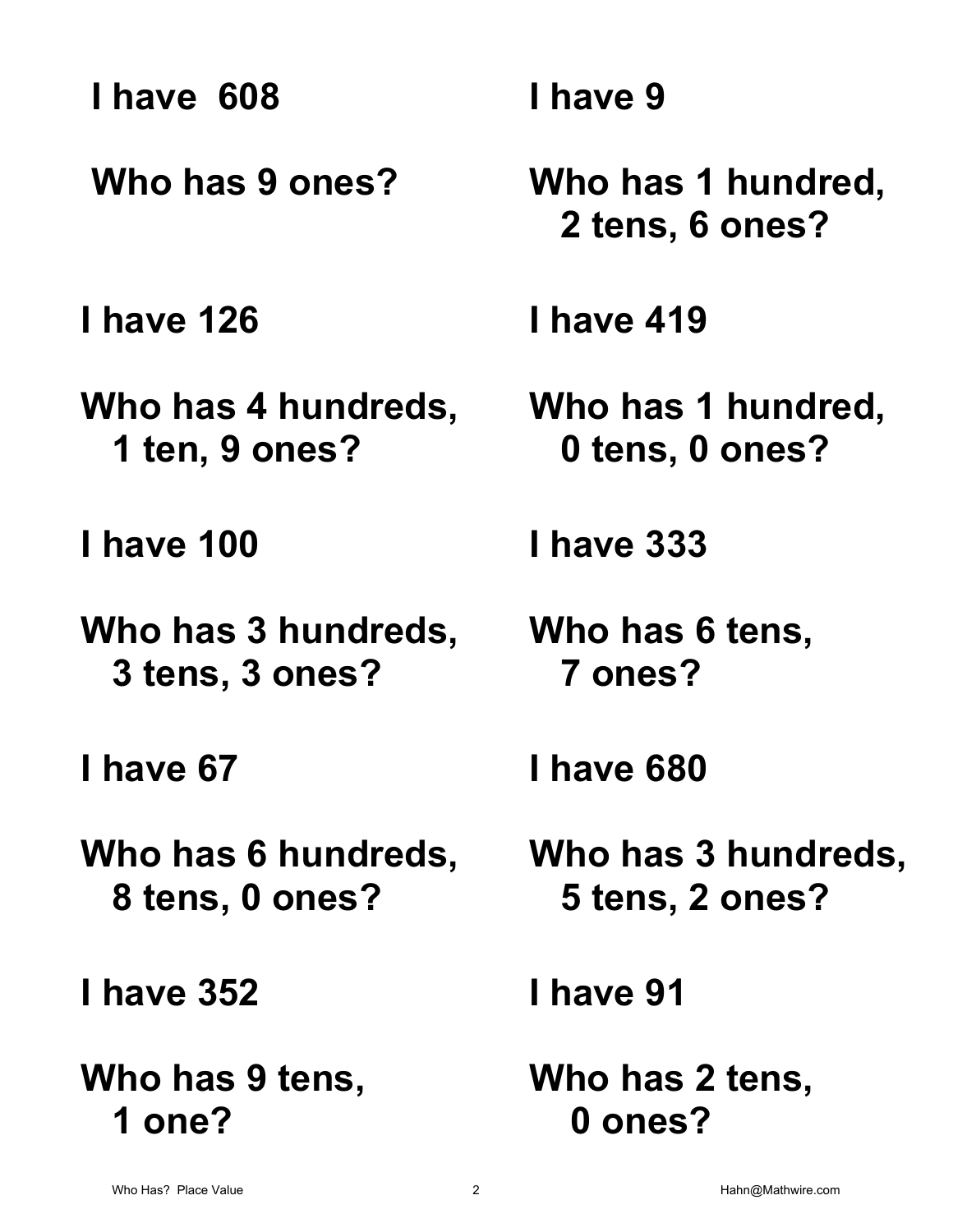**I have 608**

**Who has 9 ones?**

**I have 126**

**Who has 4 hundreds, 1 ten, 9 ones?**

**I have 100**

**Who has 3 hundreds, 3 tens, 3 ones?**

**I have 67**

**Who has 6 hundreds, 8 tens, 0 ones?**

**I have 352**

**Who has 9 tens, 1 one?**

**I have 9**

**Who has 1 hundred, 2 tens, 6 ones?**

**I have 419**

**Who has 1 hundred, 0 tens, 0 ones?**

**I have 333**

**Who has 6 tens, 7 ones?**

**I have 680**

**Who has 3 hundreds, 5 tens, 2 ones?**

**I have 91**

**Who has 2 tens, 0 ones?**